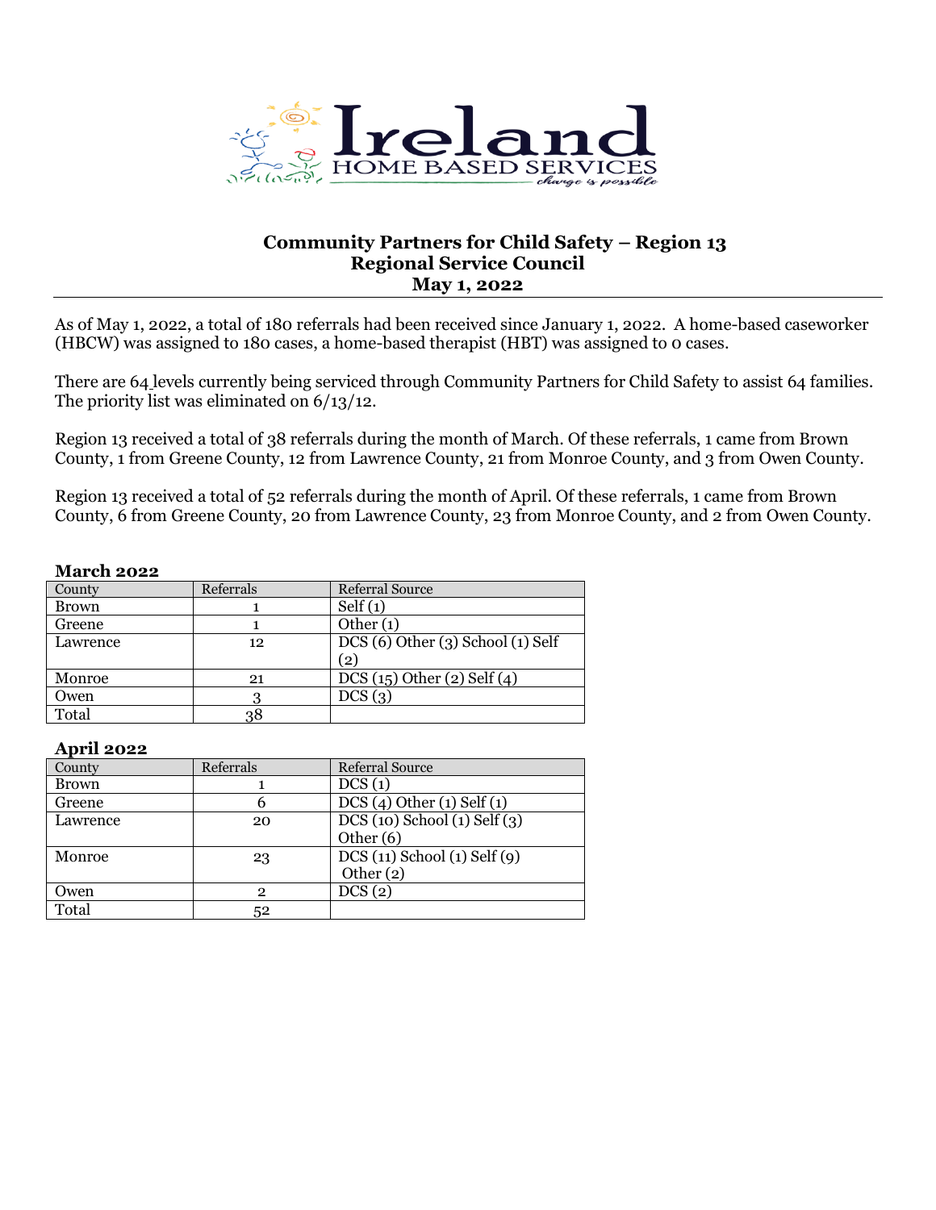Ireland HOME BASED SERVICES *change is possible*

## Community Partners for Child Safety – Region 13
## Regional Service Council
## May 1, 2022

As of May 1, 2022, a total of 180 referrals had been received since January 1, 2022. A home-based caseworker (HBCW) was assigned to 180 cases, a home-based therapist (HBT) was assigned to 0 cases.

There are 64 levels currently being serviced through Community Partners for Child Safety to assist 64 families. The priority list was eliminated on 6/13/12.

Region 13 received a total of 38 referrals during the month of March. Of these referrals, 1 came from Brown County, 1 from Greene County, 12 from Lawrence County, 21 from Monroe County, and 3 from Owen County.

Region 13 received a total of 52 referrals during the month of April. Of these referrals, 1 came from Brown County, 6 from Greene County, 20 from Lawrence County, 23 from Monroe County, and 2 from Owen County.

**March 2022**

| County | Referrals | Referral Source |
|---|---|---|
| Brown | 1 | Self (1) |
| Greene | 1 | Other (1) |
| Lawrence | 12 | DCS (6) Other (3) School (1) Self (2) |
| Monroe | 21 | DCS (15) Other (2) Self (4) |
| Owen | 3 | DCS (3) |
| Total | 38 | |

**April 2022**

| County | Referrals | Referral Source |
|---|---|---|
| Brown | 1 | DCS (1) |
| Greene | 6 | DCS (4) Other (1) Self (1) |
| Lawrence | 20 | DCS (10) School (1) Self (3) Other (6) |
| Monroe | 23 | DCS (11) School (1) Self (9) Other (2) |
| Owen | 2 | DCS (2) |
| Total | 52 | |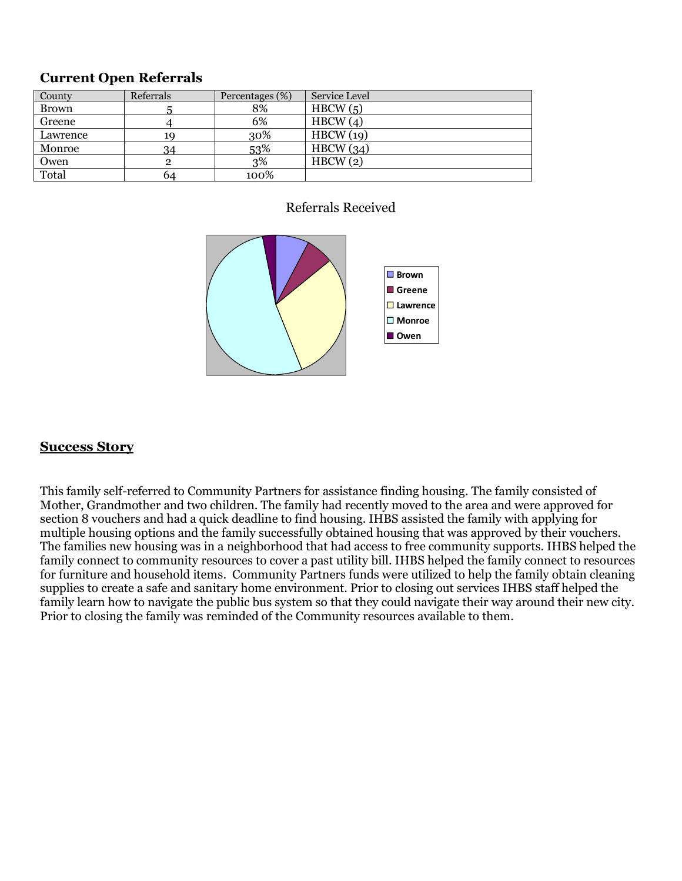## Current Open Referrals

| County | Referrals | Percentages (%) | Service Level |
|---|---|---|---|
| Brown | 5 | 8% | HBCW (5) |
| Greene | 4 | 6% | HBCW (4) |
| Lawrence | 19 | 30% | HBCW (19) |
| Monroe | 34 | 53% | HBCW (34) |
| Owen | 2 | 3% | HBCW (2) |
| Total | 64 | 100% | |

Referrals Received

Brown
Greene
Lawrence
Monroe
Owen

## Success Story

This family self-referred to Community Partners for assistance finding housing. The family consisted of Mother, Grandmother and two children. The family had recently moved to the area and were approved for section 8 vouchers and had a quick deadline to find housing. IHBS assisted the family with applying for multiple housing options and the family successfully obtained housing that was approved by their vouchers. The families new housing was in a neighborhood that had access to free community supports. IHBS helped the family connect to community resources to cover a past utility bill. IHBS helped the family connect to resources for furniture and household items. Community Partners funds were utilized to help the family obtain cleaning supplies to create a safe and sanitary home environment. Prior to closing out services IHBS staff helped the family learn how to navigate the public bus system so that they could navigate their way around their new city. Prior to closing the family was reminded of the Community resources available to them.